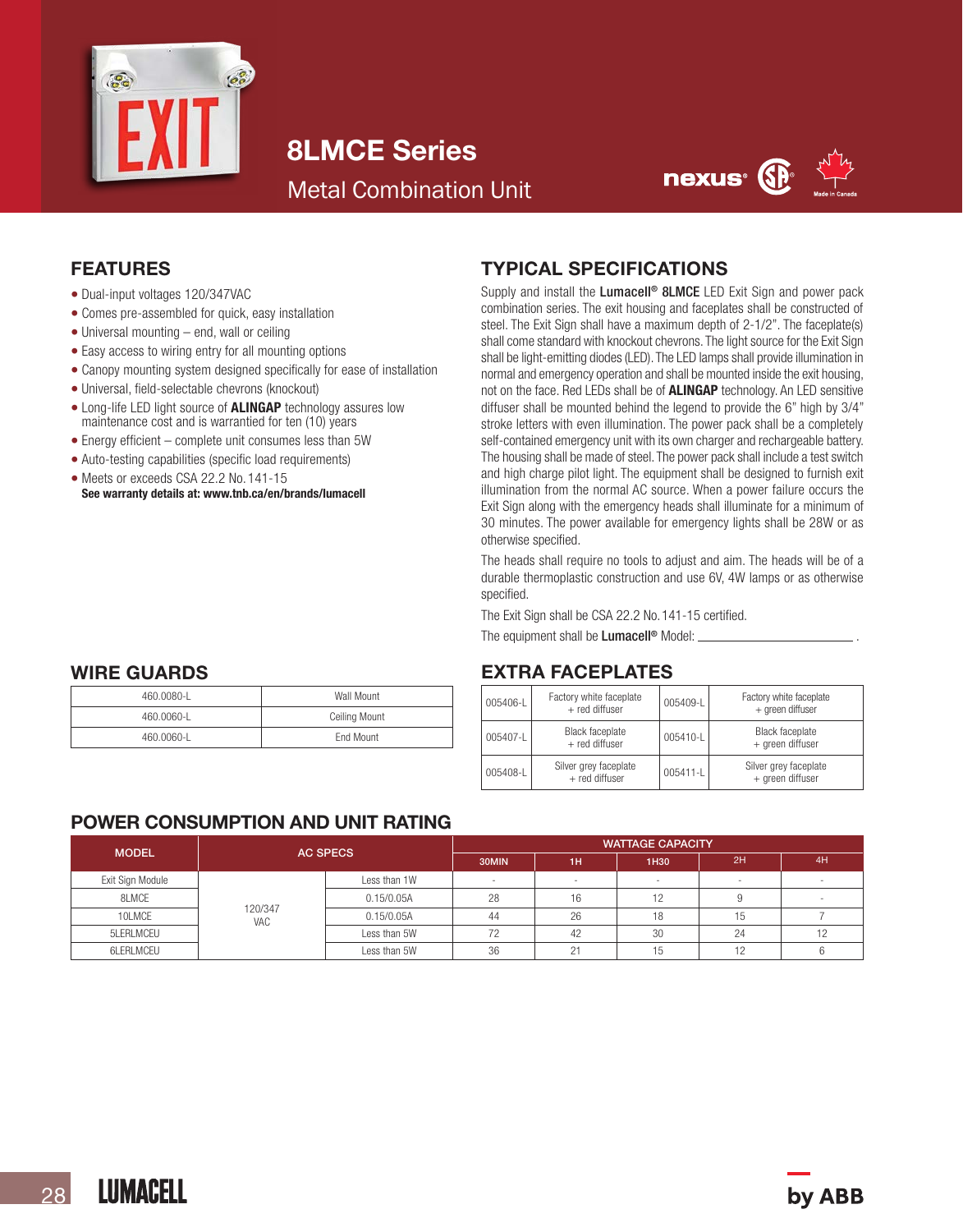# 8LMCE Series

## Metal Combination Unit

## FEATURES

- Dual-input voltages 120/347VAC
- Comes pre-assembled for quick, easy installation
- Universal mounting – end, wall or ceiling
- Easy access to wiring entry for all mounting options
- Canopy mounting system designed specifically for ease of installation
- Universal, field-selectable chevrons (knockout)
- Long-life LED light source of **ALINGAP** technology assures low maintenance cost and is warrantied for ten (10) years
- Energy efficient – complete unit consumes less than 5W
- Auto-testing capabilities (specific load requirements)
- Meets or exceeds CSA 22.2 No. 141-15

**See warranty details at: www.tnb.ca/en/brands/lumacell**

## TYPICAL SPECIFICATIONS

Supply and install the **Lumacell® 8LMCE** LED Exit Sign and power pack combination series. The exit housing and faceplates shall be constructed of steel. The Exit Sign shall have a maximum depth of 2-1/2". The faceplate(s) shall come standard with knockout chevrons. The light source for the Exit Sign shall be light-emitting diodes (LED). The LED lamps shall provide illumination in normal and emergency operation and shall be mounted inside the exit housing, not on the face. Red LEDs shall be of **ALINGAP** technology. An LED sensitive diffuser shall be mounted behind the legend to provide the 6" high by 3/4" stroke letters with even illumination. The power pack shall be a completely self-contained emergency unit with its own charger and rechargeable battery. The housing shall be made of steel. The power pack shall include a test switch and high charge pilot light. The equipment shall be designed to furnish exit illumination from the normal AC source. When a power failure occurs the Exit Sign along with the emergency heads shall illuminate for a minimum of 30 minutes. The power available for emergency lights shall be 28W or as otherwise specified.

The heads shall require no tools to adjust and aim. The heads will be of a durable thermoplastic construction and use 6V, 4W lamps or as otherwise specified.

The Exit Sign shall be CSA 22.2 No. 141-15 certified.

The equipment shall be **Lumacell®** Model: ______________________ .

## WIRE GUARDS

| | |
|---|---|
| 460.0080-L | Wall Mount |
| 460.0060-L | Ceiling Mount |
| 460.0060-L | End Mount |

## EXTRA FACEPLATES

| | | | |
|---|---|---|---|
| 005406-L | Factory white faceplate + red diffuser | 005409-L | Factory white faceplate + green diffuser |
| 005407-L | Black faceplate + red diffuser | 005410-L | Black faceplate + green diffuser |
| 005408-L | Silver grey faceplate + red diffuser | 005411-L | Silver grey faceplate + green diffuser |

## POWER CONSUMPTION AND UNIT RATING

| MODEL | AC SPECS | | WATTAGE CAPACITY | | | | |
|---|---|---|---|---|---|---|---|
| | | | 30MIN | 1H | 1H30 | 2H | 4H |
| Exit Sign Module | 120/347 VAC | Less than 1W | - | - | - | - | - |
| 8LMCE | | 0.15/0.05A | 28 | 16 | 12 | 9 | - |
| 10LMCE | | 0.15/0.05A | 44 | 26 | 18 | 15 | 7 |
| 5LERLMCEU | | Less than 5W | 72 | 42 | 30 | 24 | 12 |
| 6LERLMCEU | | Less than 5W | 36 | 21 | 15 | 12 | 6 |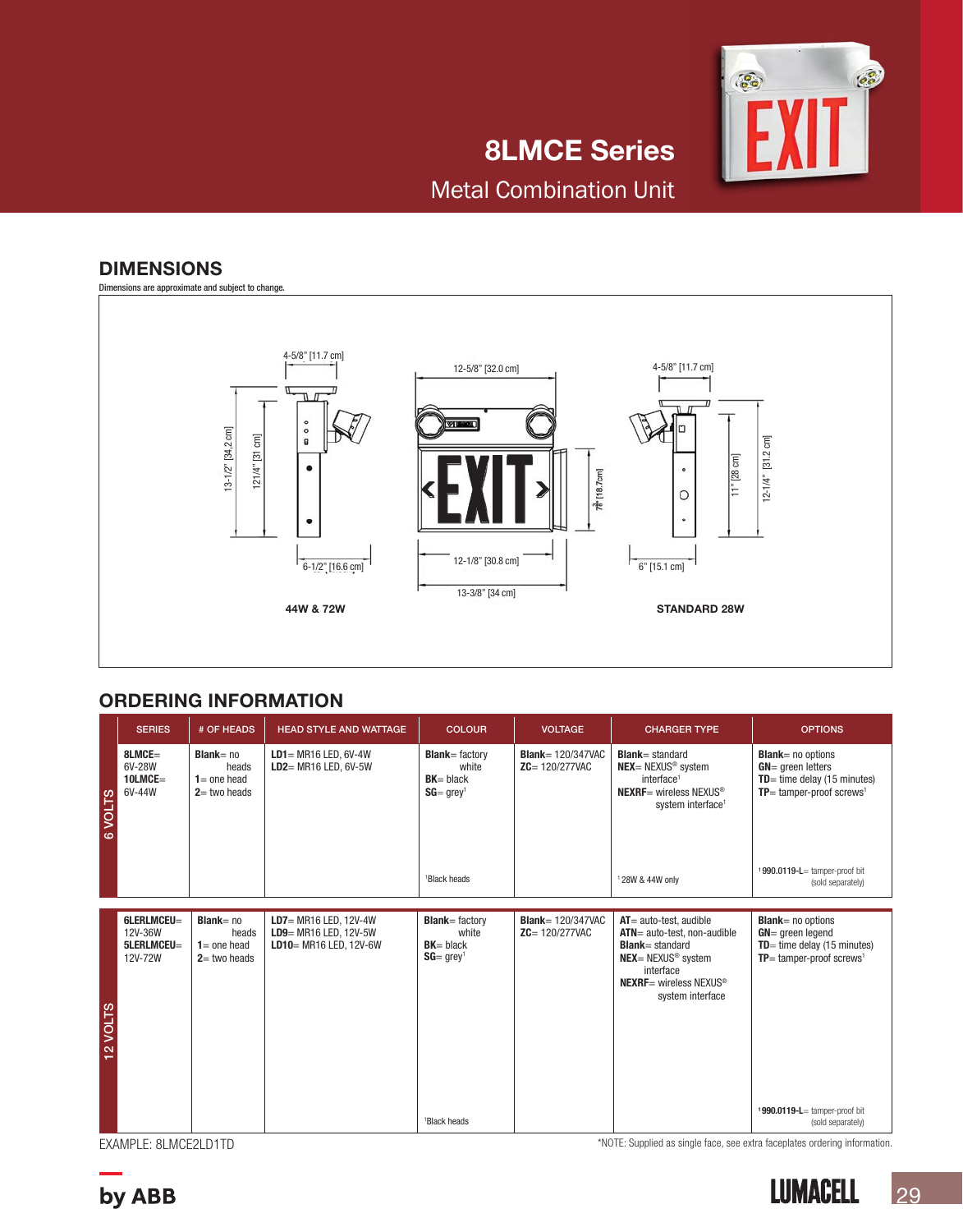# 8LMCE Series

Metal Combination Unit

## DIMENSIONS

Dimensions are approximate and subject to change.

4-5/8" [11.7 cm]
13-1/2" [34.2 cm]
121/4" [31 cm]
6-1/2" [16.6 cm]
44W & 72W

12-5/8" [32.0 cm]
7/8" [18.7cm]
12-1/8" [30.8 cm]
13-3/8" [34 cm]

4-5/8" [11.7 cm]
11" [28 cm]
12-1/4" [31.2 cm]
6" [15.1 cm]
STANDARD 28W

## ORDERING INFORMATION

| | SERIES | # OF HEADS | HEAD STYLE AND WATTAGE | COLOUR | VOLTAGE | CHARGER TYPE | OPTIONS |
|---|---|---|---|---|---|---|---|
| 6 VOLTS | **8LMCE**= 6V-28W<br>**10LMCE**= 6V-44W | **Blank**= no heads<br>**1**= one head<br>**2**= two heads | **LD1**= MR16 LED, 6V-4W<br>**LD2**= MR16 LED, 6V-5W | **Blank**= factory white<br>**BK**= black<br>**SG**= grey[1]<br><br>[1]Black heads | **Blank**= 120/347VAC<br>**ZC**= 120/277VAC | **Blank**= standard<br>**NEX**= NEXUS® system interface[1]<br>**NEXRF**= wireless NEXUS® system interface[1]<br><br>[1] 28W & 44W only | **Blank**= no options<br>**GN**= green letters<br>**TD**= time delay (15 minutes)<br>**TP**= tamper-proof screws[1]<br><br>[1] **990.0119-L**= tamper-proof bit (sold separately) |
| 12 VOLTS | **6LERLMCEU**= 12V-36W<br>**5LERLMCEU**= 12V-72W | **Blank**= no heads<br>**1**= one head<br>**2**= two heads | **LD7**= MR16 LED, 12V-4W<br>**LD9**= MR16 LED, 12V-5W<br>**LD10**= MR16 LED, 12V-6W | **Blank**= factory white<br>**BK**= black<br>**SG**= grey[1]<br><br>[1]Black heads | **Blank**= 120/347VAC<br>**ZC**= 120/277VAC | **AT**= auto-test, audible<br>**ATN**= auto-test, non-audible<br>**Blank**= standard<br>**NEX**= NEXUS® system interface<br>**NEXRF**= wireless NEXUS® system interface | **Blank**= no options<br>**GN**= green legend<br>**TD**= time delay (15 minutes)<br>**TP**= tamper-proof screws[1]<br><br>[1] **990.0119-L**= tamper-proof bit (sold separately) |

EXAMPLE: 8LMCE2LD1TD

*NOTE: Supplied as single face, see extra faceplates ordering information.